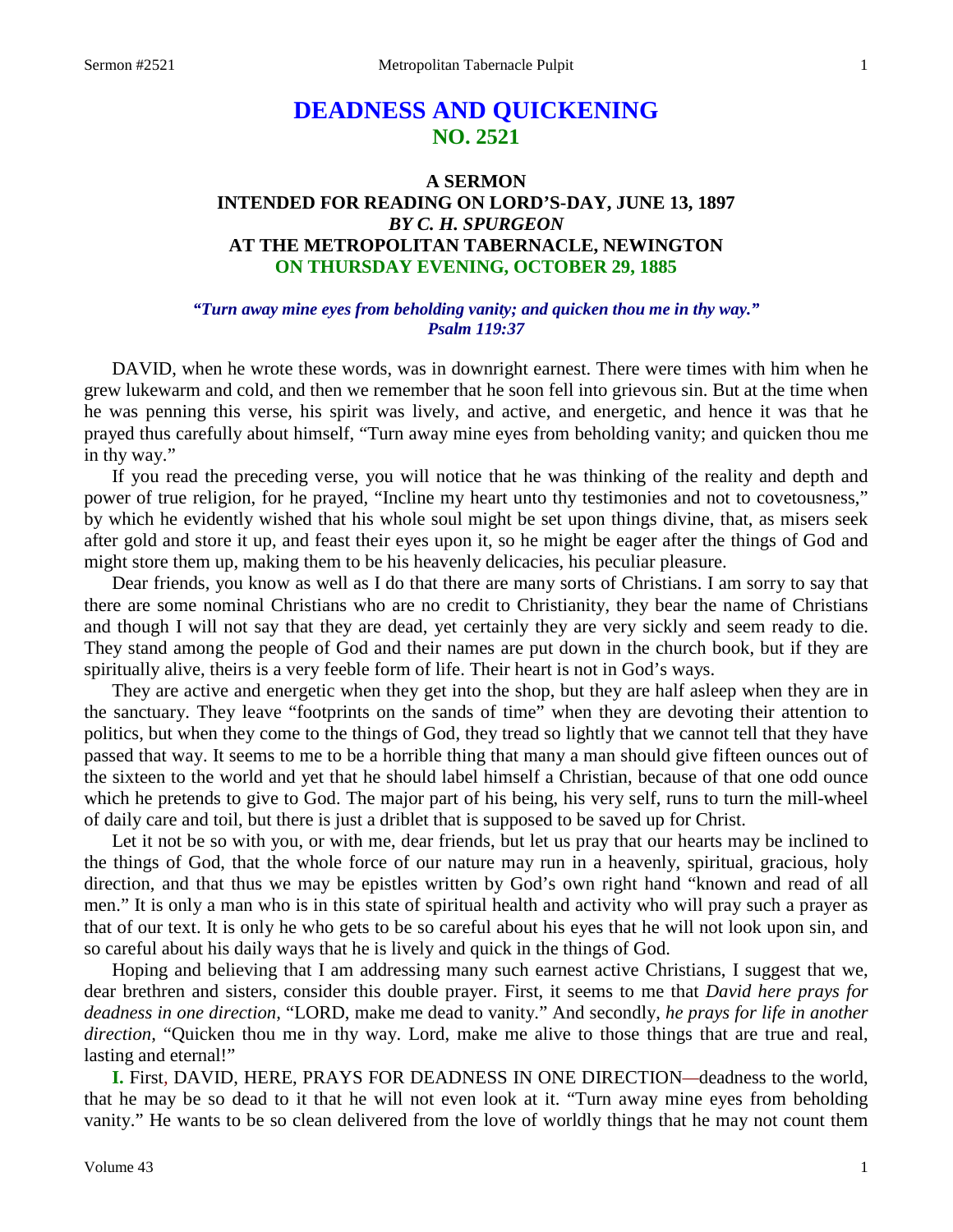# DEADNESS AND QUICKENING
## NO. 2521

### A SERMON
### INTENDED FOR READING ON LORD'S-DAY, JUNE 13, 1897
### *BY C. H. SPURGEON*
### AT THE METROPOLITAN TABERNACLE, NEWINGTON
### ON THURSDAY EVENING, OCTOBER 29, 1885

***"Turn away mine eyes from beholding vanity; and quicken thou me in thy way."***
***Psalm 119:37***

DAVID, when he wrote these words, was in downright earnest. There were times with him when he grew lukewarm and cold, and then we remember that he soon fell into grievous sin. But at the time when he was penning this verse, his spirit was lively, and active, and energetic, and hence it was that he prayed thus carefully about himself, "Turn away mine eyes from beholding vanity; and quicken thou me in thy way."

If you read the preceding verse, you will notice that he was thinking of the reality and depth and power of true religion, for he prayed, "Incline my heart unto thy testimonies and not to covetousness," by which he evidently wished that his whole soul might be set upon things divine, that, as misers seek after gold and store it up, and feast their eyes upon it, so he might be eager after the things of God and might store them up, making them to be his heavenly delicacies, his peculiar pleasure.

Dear friends, you know as well as I do that there are many sorts of Christians. I am sorry to say that there are some nominal Christians who are no credit to Christianity, they bear the name of Christians and though I will not say that they are dead, yet certainly they are very sickly and seem ready to die. They stand among the people of God and their names are put down in the church book, but if they are spiritually alive, theirs is a very feeble form of life. Their heart is not in God's ways.

They are active and energetic when they get into the shop, but they are half asleep when they are in the sanctuary. They leave "footprints on the sands of time" when they are devoting their attention to politics, but when they come to the things of God, they tread so lightly that we cannot tell that they have passed that way. It seems to me to be a horrible thing that many a man should give fifteen ounces out of the sixteen to the world and yet that he should label himself a Christian, because of that one odd ounce which he pretends to give to God. The major part of his being, his very self, runs to turn the mill-wheel of daily care and toil, but there is just a driblet that is supposed to be saved up for Christ.

Let it not be so with you, or with me, dear friends, but let us pray that our hearts may be inclined to the things of God, that the whole force of our nature may run in a heavenly, spiritual, gracious, holy direction, and that thus we may be epistles written by God's own right hand "known and read of all men." It is only a man who is in this state of spiritual health and activity who will pray such a prayer as that of our text. It is only he who gets to be so careful about his eyes that he will not look upon sin, and so careful about his daily ways that he is lively and quick in the things of God.

Hoping and believing that I am addressing many such earnest active Christians, I suggest that we, dear brethren and sisters, consider this double prayer. First, it seems to me that *David here prays for deadness in one direction,* "LORD, make me dead to vanity." And secondly, *he prays for life in another direction,* "Quicken thou me in thy way. Lord, make me alive to those things that are true and real, lasting and eternal!"

**I.** First, DAVID, HERE, PRAYS FOR DEADNESS IN ONE DIRECTION—deadness to the world, that he may be so dead to it that he will not even look at it. "Turn away mine eyes from beholding vanity." He wants to be so clean delivered from the love of worldly things that he may not count them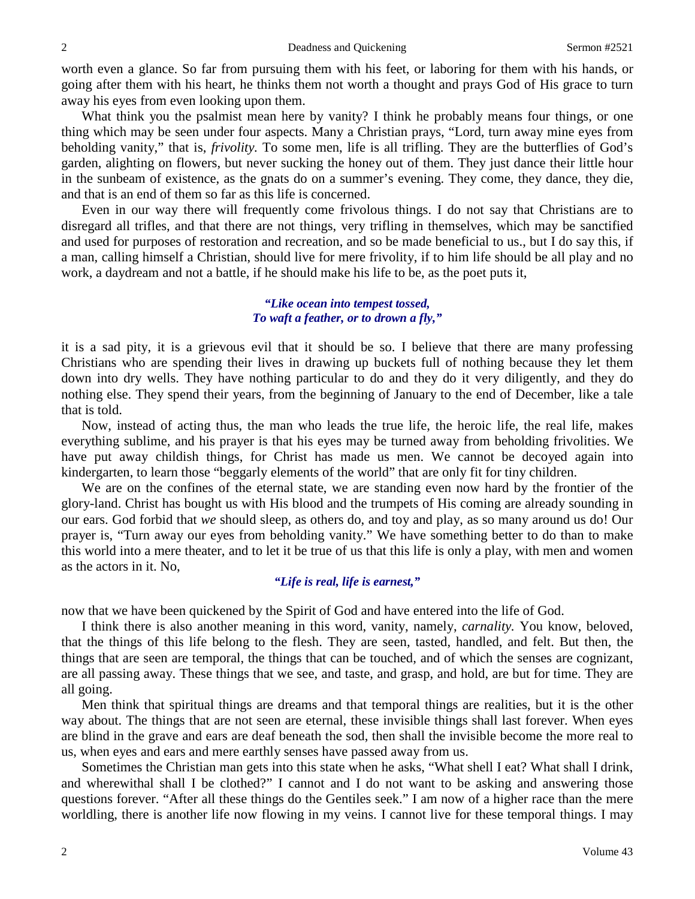worth even a glance. So far from pursuing them with his feet, or laboring for them with his hands, or going after them with his heart, he thinks them not worth a thought and prays God of His grace to turn away his eyes from even looking upon them.

What think you the psalmist mean here by vanity? I think he probably means four things, or one thing which may be seen under four aspects. Many a Christian prays, "Lord, turn away mine eyes from beholding vanity," that is, *frivolity.* To some men, life is all trifling. They are the butterflies of God's garden, alighting on flowers, but never sucking the honey out of them. They just dance their little hour in the sunbeam of existence, as the gnats do on a summer's evening. They come, they dance, they die, and that is an end of them so far as this life is concerned.

Even in our way there will frequently come frivolous things. I do not say that Christians are to disregard all trifles, and that there are not things, very trifling in themselves, which may be sanctified and used for purposes of restoration and recreation, and so be made beneficial to us., but I do say this, if a man, calling himself a Christian, should live for mere frivolity, if to him life should be all play and no work, a daydream and not a battle, if he should make his life to be, as the poet puts it,

> ***"Like ocean into tempest tossed,***
> ***To waft a feather, or to drown a fly,"***

it is a sad pity, it is a grievous evil that it should be so. I believe that there are many professing Christians who are spending their lives in drawing up buckets full of nothing because they let them down into dry wells. They have nothing particular to do and they do it very diligently, and they do nothing else. They spend their years, from the beginning of January to the end of December, like a tale that is told.

Now, instead of acting thus, the man who leads the true life, the heroic life, the real life, makes everything sublime, and his prayer is that his eyes may be turned away from beholding frivolities. We have put away childish things, for Christ has made us men. We cannot be decoyed again into kindergarten, to learn those "beggarly elements of the world" that are only fit for tiny children.

We are on the confines of the eternal state, we are standing even now hard by the frontier of the glory-land. Christ has bought us with His blood and the trumpets of His coming are already sounding in our ears. God forbid that *we* should sleep, as others do, and toy and play, as so many around us do! Our prayer is, "Turn away our eyes from beholding vanity." We have something better to do than to make this world into a mere theater, and to let it be true of us that this life is only a play, with men and women as the actors in it. No,

> ***"Life is real, life is earnest,"***

now that we have been quickened by the Spirit of God and have entered into the life of God.

I think there is also another meaning in this word, vanity, namely, *carnality.* You know, beloved, that the things of this life belong to the flesh. They are seen, tasted, handled, and felt. But then, the things that are seen are temporal, the things that can be touched, and of which the senses are cognizant, are all passing away. These things that we see, and taste, and grasp, and hold, are but for time. They are all going.

Men think that spiritual things are dreams and that temporal things are realities, but it is the other way about. The things that are not seen are eternal, these invisible things shall last forever. When eyes are blind in the grave and ears are deaf beneath the sod, then shall the invisible become the more real to us, when eyes and ears and mere earthly senses have passed away from us.

Sometimes the Christian man gets into this state when he asks, "What shell I eat? What shall I drink, and wherewithal shall I be clothed?" I cannot and I do not want to be asking and answering those questions forever. "After all these things do the Gentiles seek." I am now of a higher race than the mere worldling, there is another life now flowing in my veins. I cannot live for these temporal things. I may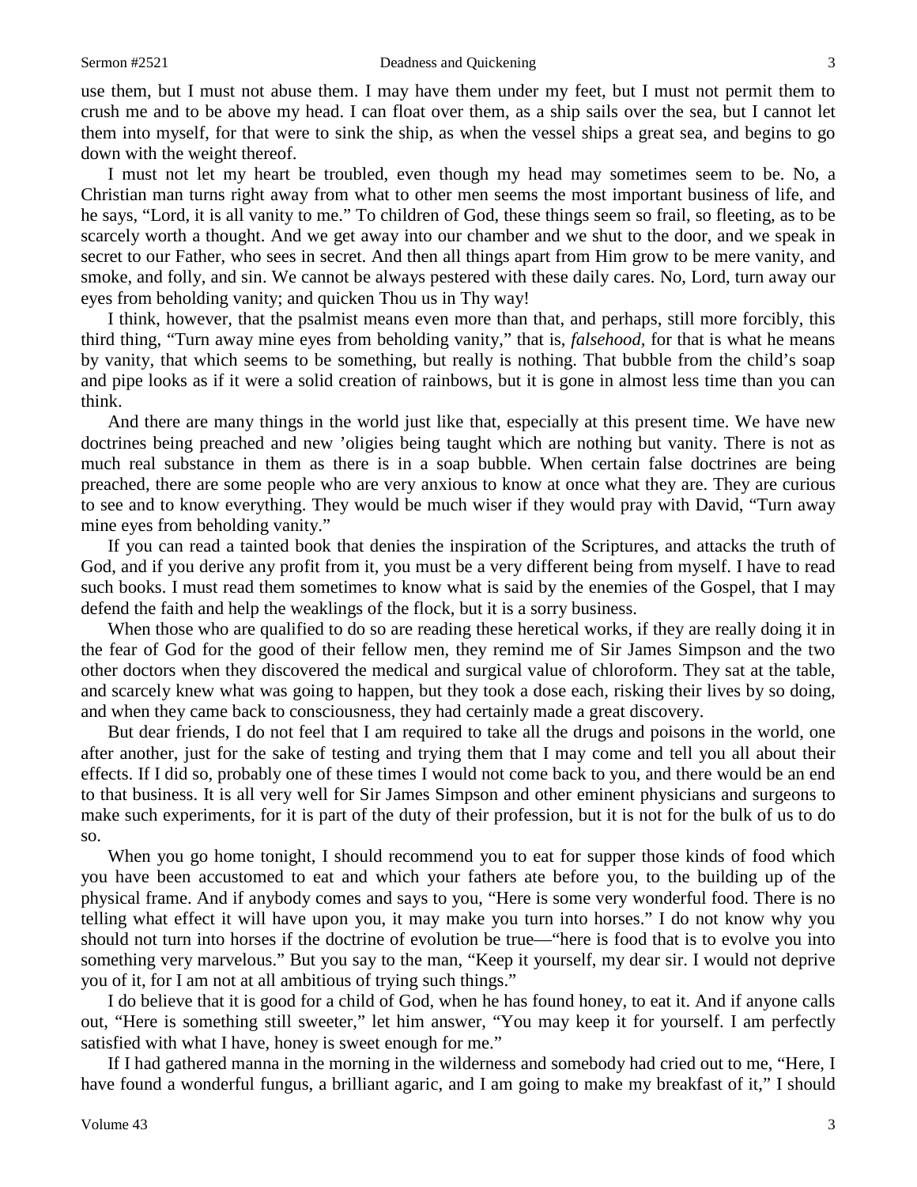use them, but I must not abuse them. I may have them under my feet, but I must not permit them to crush me and to be above my head. I can float over them, as a ship sails over the sea, but I cannot let them into myself, for that were to sink the ship, as when the vessel ships a great sea, and begins to go down with the weight thereof.

I must not let my heart be troubled, even though my head may sometimes seem to be. No, a Christian man turns right away from what to other men seems the most important business of life, and he says, "Lord, it is all vanity to me." To children of God, these things seem so frail, so fleeting, as to be scarcely worth a thought. And we get away into our chamber and we shut to the door, and we speak in secret to our Father, who sees in secret. And then all things apart from Him grow to be mere vanity, and smoke, and folly, and sin. We cannot be always pestered with these daily cares. No, Lord, turn away our eyes from beholding vanity; and quicken Thou us in Thy way!

I think, however, that the psalmist means even more than that, and perhaps, still more forcibly, this third thing, "Turn away mine eyes from beholding vanity," that is, *falsehood*, for that is what he means by vanity, that which seems to be something, but really is nothing. That bubble from the child's soap and pipe looks as if it were a solid creation of rainbows, but it is gone in almost less time than you can think.

And there are many things in the world just like that, especially at this present time. We have new doctrines being preached and new 'oligies being taught which are nothing but vanity. There is not as much real substance in them as there is in a soap bubble. When certain false doctrines are being preached, there are some people who are very anxious to know at once what they are. They are curious to see and to know everything. They would be much wiser if they would pray with David, "Turn away mine eyes from beholding vanity."

If you can read a tainted book that denies the inspiration of the Scriptures, and attacks the truth of God, and if you derive any profit from it, you must be a very different being from myself. I have to read such books. I must read them sometimes to know what is said by the enemies of the Gospel, that I may defend the faith and help the weaklings of the flock, but it is a sorry business.

When those who are qualified to do so are reading these heretical works, if they are really doing it in the fear of God for the good of their fellow men, they remind me of Sir James Simpson and the two other doctors when they discovered the medical and surgical value of chloroform. They sat at the table, and scarcely knew what was going to happen, but they took a dose each, risking their lives by so doing, and when they came back to consciousness, they had certainly made a great discovery.

But dear friends, I do not feel that I am required to take all the drugs and poisons in the world, one after another, just for the sake of testing and trying them that I may come and tell you all about their effects. If I did so, probably one of these times I would not come back to you, and there would be an end to that business. It is all very well for Sir James Simpson and other eminent physicians and surgeons to make such experiments, for it is part of the duty of their profession, but it is not for the bulk of us to do so.

When you go home tonight, I should recommend you to eat for supper those kinds of food which you have been accustomed to eat and which your fathers ate before you, to the building up of the physical frame. And if anybody comes and says to you, "Here is some very wonderful food. There is no telling what effect it will have upon you, it may make you turn into horses." I do not know why you should not turn into horses if the doctrine of evolution be true—"here is food that is to evolve you into something very marvelous." But you say to the man, "Keep it yourself, my dear sir. I would not deprive you of it, for I am not at all ambitious of trying such things."

I do believe that it is good for a child of God, when he has found honey, to eat it. And if anyone calls out, "Here is something still sweeter," let him answer, "You may keep it for yourself. I am perfectly satisfied with what I have, honey is sweet enough for me."

If I had gathered manna in the morning in the wilderness and somebody had cried out to me, "Here, I have found a wonderful fungus, a brilliant agaric, and I am going to make my breakfast of it," I should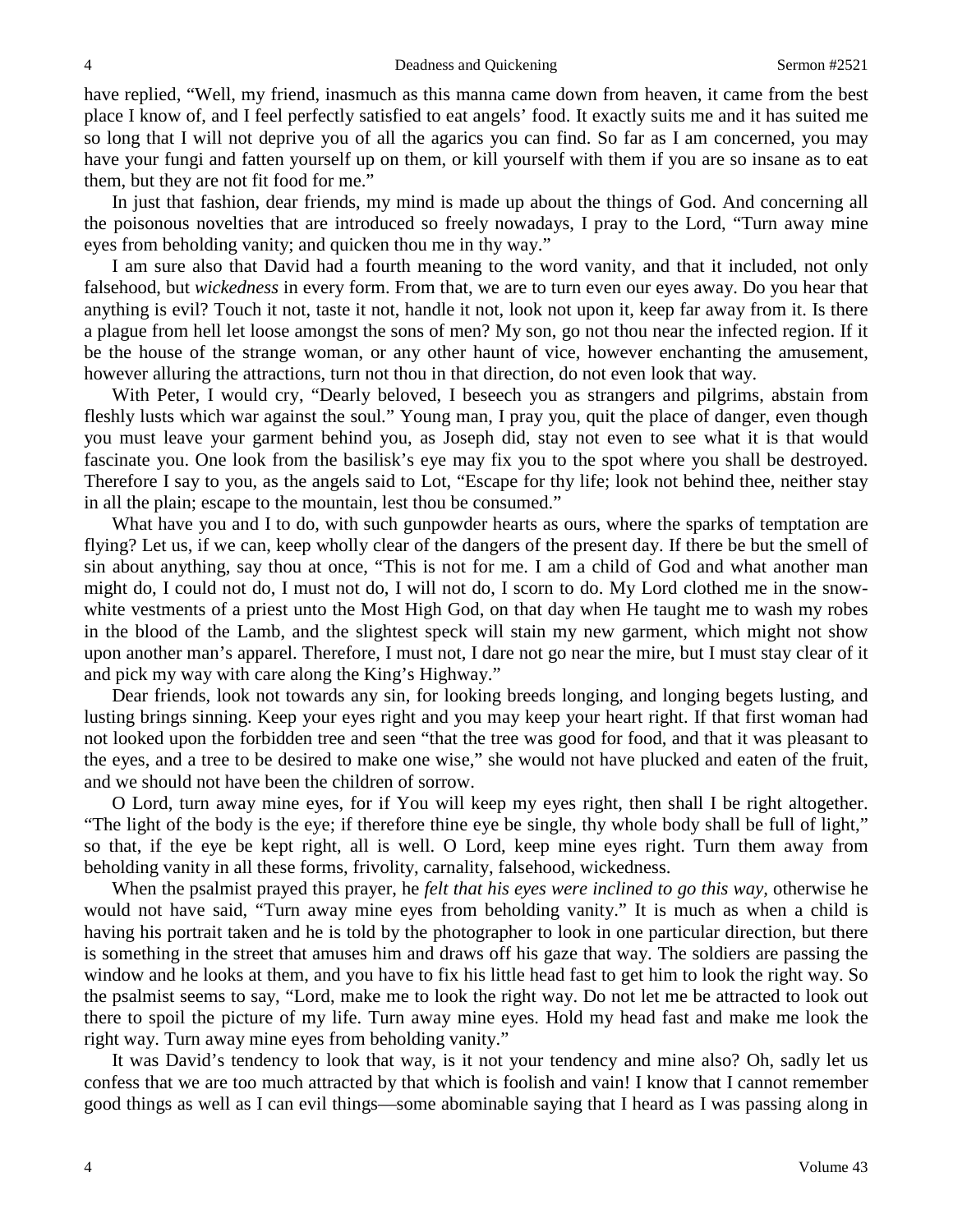have replied, "Well, my friend, inasmuch as this manna came down from heaven, it came from the best place I know of, and I feel perfectly satisfied to eat angels' food. It exactly suits me and it has suited me so long that I will not deprive you of all the agarics you can find. So far as I am concerned, you may have your fungi and fatten yourself up on them, or kill yourself with them if you are so insane as to eat them, but they are not fit food for me."

In just that fashion, dear friends, my mind is made up about the things of God. And concerning all the poisonous novelties that are introduced so freely nowadays, I pray to the Lord, "Turn away mine eyes from beholding vanity; and quicken thou me in thy way."

I am sure also that David had a fourth meaning to the word vanity, and that it included, not only falsehood, but *wickedness* in every form. From that, we are to turn even our eyes away. Do you hear that anything is evil? Touch it not, taste it not, handle it not, look not upon it, keep far away from it. Is there a plague from hell let loose amongst the sons of men? My son, go not thou near the infected region. If it be the house of the strange woman, or any other haunt of vice, however enchanting the amusement, however alluring the attractions, turn not thou in that direction, do not even look that way.

With Peter, I would cry, "Dearly beloved, I beseech you as strangers and pilgrims, abstain from fleshly lusts which war against the soul." Young man, I pray you, quit the place of danger, even though you must leave your garment behind you, as Joseph did, stay not even to see what it is that would fascinate you. One look from the basilisk's eye may fix you to the spot where you shall be destroyed. Therefore I say to you, as the angels said to Lot, "Escape for thy life; look not behind thee, neither stay in all the plain; escape to the mountain, lest thou be consumed."

What have you and I to do, with such gunpowder hearts as ours, where the sparks of temptation are flying? Let us, if we can, keep wholly clear of the dangers of the present day. If there be but the smell of sin about anything, say thou at once, "This is not for me. I am a child of God and what another man might do, I could not do, I must not do, I will not do, I scorn to do. My Lord clothed me in the snow-white vestments of a priest unto the Most High God, on that day when He taught me to wash my robes in the blood of the Lamb, and the slightest speck will stain my new garment, which might not show upon another man's apparel. Therefore, I must not, I dare not go near the mire, but I must stay clear of it and pick my way with care along the King's Highway."

Dear friends, look not towards any sin, for looking breeds longing, and longing begets lusting, and lusting brings sinning. Keep your eyes right and you may keep your heart right. If that first woman had not looked upon the forbidden tree and seen "that the tree was good for food, and that it was pleasant to the eyes, and a tree to be desired to make one wise," she would not have plucked and eaten of the fruit, and we should not have been the children of sorrow.

O Lord, turn away mine eyes, for if You will keep my eyes right, then shall I be right altogether. "The light of the body is the eye; if therefore thine eye be single, thy whole body shall be full of light," so that, if the eye be kept right, all is well. O Lord, keep mine eyes right. Turn them away from beholding vanity in all these forms, frivolity, carnality, falsehood, wickedness.

When the psalmist prayed this prayer, he *felt that his eyes were inclined to go this way*, otherwise he would not have said, "Turn away mine eyes from beholding vanity." It is much as when a child is having his portrait taken and he is told by the photographer to look in one particular direction, but there is something in the street that amuses him and draws off his gaze that way. The soldiers are passing the window and he looks at them, and you have to fix his little head fast to get him to look the right way. So the psalmist seems to say, "Lord, make me to look the right way. Do not let me be attracted to look out there to spoil the picture of my life. Turn away mine eyes. Hold my head fast and make me look the right way. Turn away mine eyes from beholding vanity."

It was David's tendency to look that way, is it not your tendency and mine also? Oh, sadly let us confess that we are too much attracted by that which is foolish and vain! I know that I cannot remember good things as well as I can evil things—some abominable saying that I heard as I was passing along in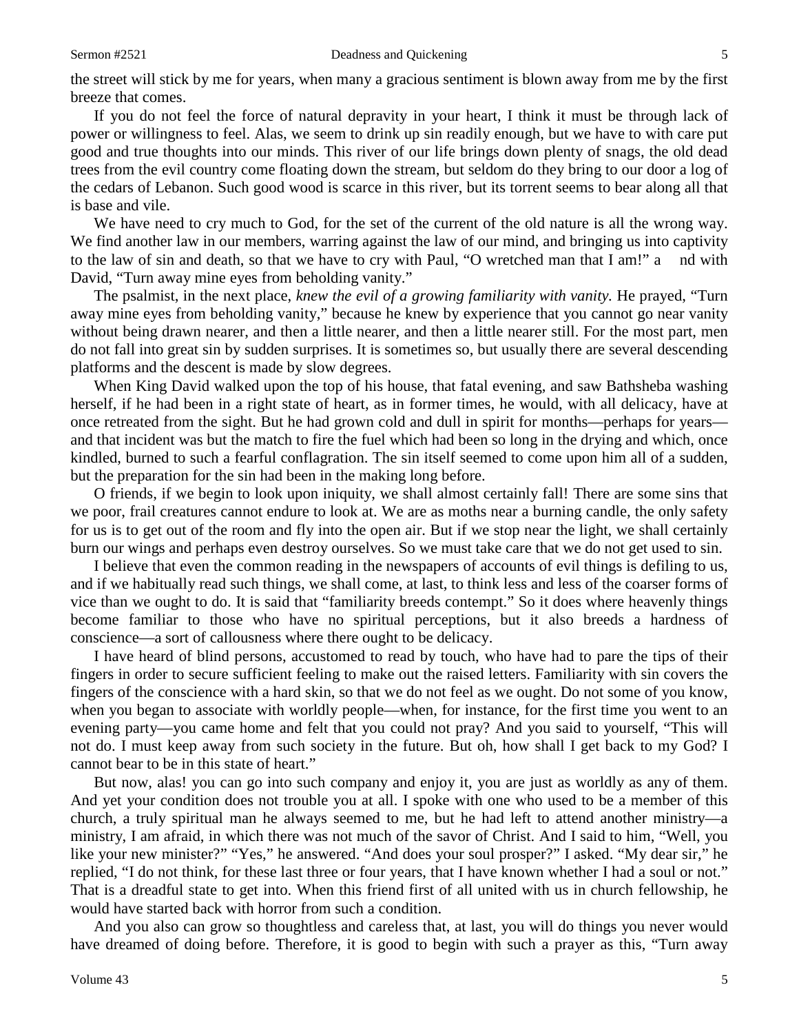the street will stick by me for years, when many a gracious sentiment is blown away from me by the first breeze that comes.

If you do not feel the force of natural depravity in your heart, I think it must be through lack of power or willingness to feel. Alas, we seem to drink up sin readily enough, but we have to with care put good and true thoughts into our minds. This river of our life brings down plenty of snags, the old dead trees from the evil country come floating down the stream, but seldom do they bring to our door a log of the cedars of Lebanon. Such good wood is scarce in this river, but its torrent seems to bear along all that is base and vile.

We have need to cry much to God, for the set of the current of the old nature is all the wrong way. We find another law in our members, warring against the law of our mind, and bringing us into captivity to the law of sin and death, so that we have to cry with Paul, "O wretched man that I am!" and with David, "Turn away mine eyes from beholding vanity."

The psalmist, in the next place, *knew the evil of a growing familiarity with vanity.* He prayed, "Turn away mine eyes from beholding vanity," because he knew by experience that you cannot go near vanity without being drawn nearer, and then a little nearer, and then a little nearer still. For the most part, men do not fall into great sin by sudden surprises. It is sometimes so, but usually there are several descending platforms and the descent is made by slow degrees.

When King David walked upon the top of his house, that fatal evening, and saw Bathsheba washing herself, if he had been in a right state of heart, as in former times, he would, with all delicacy, have at once retreated from the sight. But he had grown cold and dull in spirit for months—perhaps for years—and that incident was but the match to fire the fuel which had been so long in the drying and which, once kindled, burned to such a fearful conflagration. The sin itself seemed to come upon him all of a sudden, but the preparation for the sin had been in the making long before.

O friends, if we begin to look upon iniquity, we shall almost certainly fall! There are some sins that we poor, frail creatures cannot endure to look at. We are as moths near a burning candle, the only safety for us is to get out of the room and fly into the open air. But if we stop near the light, we shall certainly burn our wings and perhaps even destroy ourselves. So we must take care that we do not get used to sin.

I believe that even the common reading in the newspapers of accounts of evil things is defiling to us, and if we habitually read such things, we shall come, at last, to think less and less of the coarser forms of vice than we ought to do. It is said that "familiarity breeds contempt." So it does where heavenly things become familiar to those who have no spiritual perceptions, but it also breeds a hardness of conscience—a sort of callousness where there ought to be delicacy.

I have heard of blind persons, accustomed to read by touch, who have had to pare the tips of their fingers in order to secure sufficient feeling to make out the raised letters. Familiarity with sin covers the fingers of the conscience with a hard skin, so that we do not feel as we ought. Do not some of you know, when you began to associate with worldly people—when, for instance, for the first time you went to an evening party—you came home and felt that you could not pray? And you said to yourself, "This will not do. I must keep away from such society in the future. But oh, how shall I get back to my God? I cannot bear to be in this state of heart."

But now, alas! you can go into such company and enjoy it, you are just as worldly as any of them. And yet your condition does not trouble you at all. I spoke with one who used to be a member of this church, a truly spiritual man he always seemed to me, but he had left to attend another ministry—a ministry, I am afraid, in which there was not much of the savor of Christ. And I said to him, "Well, you like your new minister?" "Yes," he answered. "And does your soul prosper?" I asked. "My dear sir," he replied, "I do not think, for these last three or four years, that I have known whether I had a soul or not." That is a dreadful state to get into. When this friend first of all united with us in church fellowship, he would have started back with horror from such a condition.

And you also can grow so thoughtless and careless that, at last, you will do things you never would have dreamed of doing before. Therefore, it is good to begin with such a prayer as this, "Turn away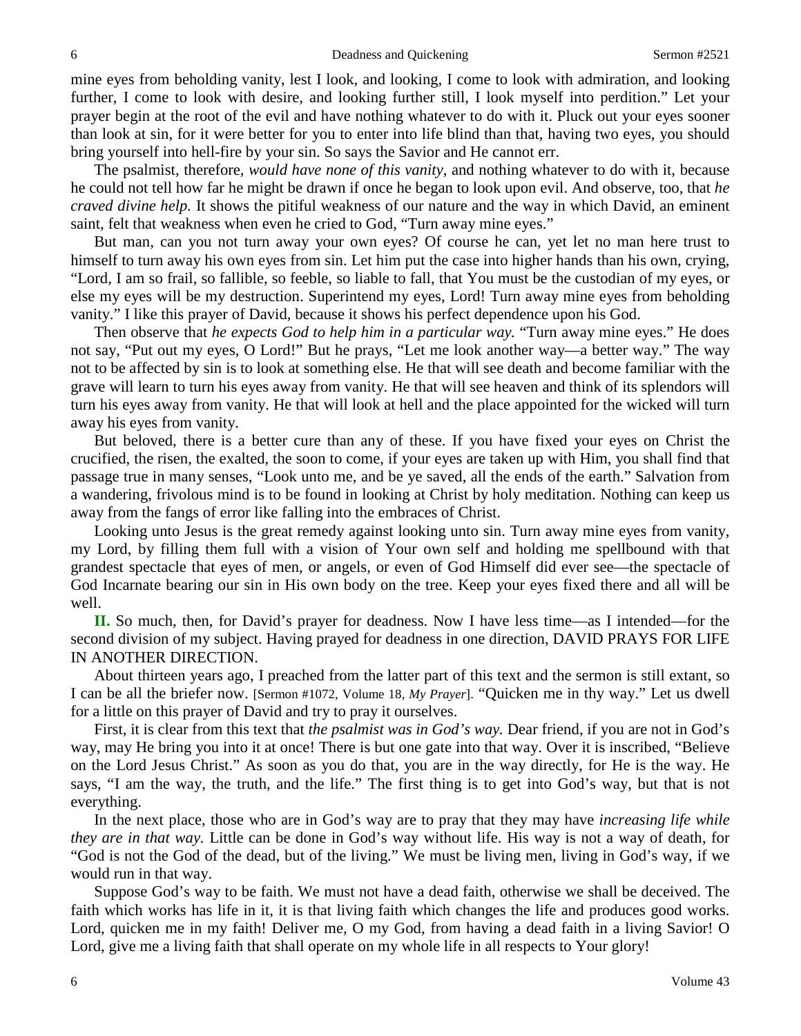mine eyes from beholding vanity, lest I look, and looking, I come to look with admiration, and looking further, I come to look with desire, and looking further still, I look myself into perdition." Let your prayer begin at the root of the evil and have nothing whatever to do with it. Pluck out your eyes sooner than look at sin, for it were better for you to enter into life blind than that, having two eyes, you should bring yourself into hell-fire by your sin. So says the Savior and He cannot err.

The psalmist, therefore, *would have none of this vanity,* and nothing whatever to do with it, because he could not tell how far he might be drawn if once he began to look upon evil. And observe, too, that *he craved divine help.* It shows the pitiful weakness of our nature and the way in which David, an eminent saint, felt that weakness when even he cried to God, "Turn away mine eyes."

But man, can you not turn away your own eyes? Of course he can, yet let no man here trust to himself to turn away his own eyes from sin. Let him put the case into higher hands than his own, crying, "Lord, I am so frail, so fallible, so feeble, so liable to fall, that You must be the custodian of my eyes, or else my eyes will be my destruction. Superintend my eyes, Lord! Turn away mine eyes from beholding vanity." I like this prayer of David, because it shows his perfect dependence upon his God.

Then observe that *he expects God to help him in a particular way.* "Turn away mine eyes." He does not say, "Put out my eyes, O Lord!" But he prays, "Let me look another way—a better way." The way not to be affected by sin is to look at something else. He that will see death and become familiar with the grave will learn to turn his eyes away from vanity. He that will see heaven and think of its splendors will turn his eyes away from vanity. He that will look at hell and the place appointed for the wicked will turn away his eyes from vanity.

But beloved, there is a better cure than any of these. If you have fixed your eyes on Christ the crucified, the risen, the exalted, the soon to come, if your eyes are taken up with Him, you shall find that passage true in many senses, "Look unto me, and be ye saved, all the ends of the earth." Salvation from a wandering, frivolous mind is to be found in looking at Christ by holy meditation. Nothing can keep us away from the fangs of error like falling into the embraces of Christ.

Looking unto Jesus is the great remedy against looking unto sin. Turn away mine eyes from vanity, my Lord, by filling them full with a vision of Your own self and holding me spellbound with that grandest spectacle that eyes of men, or angels, or even of God Himself did ever see—the spectacle of God Incarnate bearing our sin in His own body on the tree. Keep your eyes fixed there and all will be well.

**II.** So much, then, for David's prayer for deadness. Now I have less time—as I intended—for the second division of my subject. Having prayed for deadness in one direction, DAVID PRAYS FOR LIFE IN ANOTHER DIRECTION.

About thirteen years ago, I preached from the latter part of this text and the sermon is still extant, so I can be all the briefer now. [Sermon #1072, Volume 18, *My Prayer*]. "Quicken me in thy way." Let us dwell for a little on this prayer of David and try to pray it ourselves.

First, it is clear from this text that *the psalmist was in God's way.* Dear friend, if you are not in God's way, may He bring you into it at once! There is but one gate into that way. Over it is inscribed, "Believe on the Lord Jesus Christ." As soon as you do that, you are in the way directly, for He is the way. He says, "I am the way, the truth, and the life." The first thing is to get into God's way, but that is not everything.

In the next place, those who are in God's way are to pray that they may have *increasing life while they are in that way.* Little can be done in God's way without life. His way is not a way of death, for "God is not the God of the dead, but of the living." We must be living men, living in God's way, if we would run in that way.

Suppose God's way to be faith. We must not have a dead faith, otherwise we shall be deceived. The faith which works has life in it, it is that living faith which changes the life and produces good works. Lord, quicken me in my faith! Deliver me, O my God, from having a dead faith in a living Savior! O Lord, give me a living faith that shall operate on my whole life in all respects to Your glory!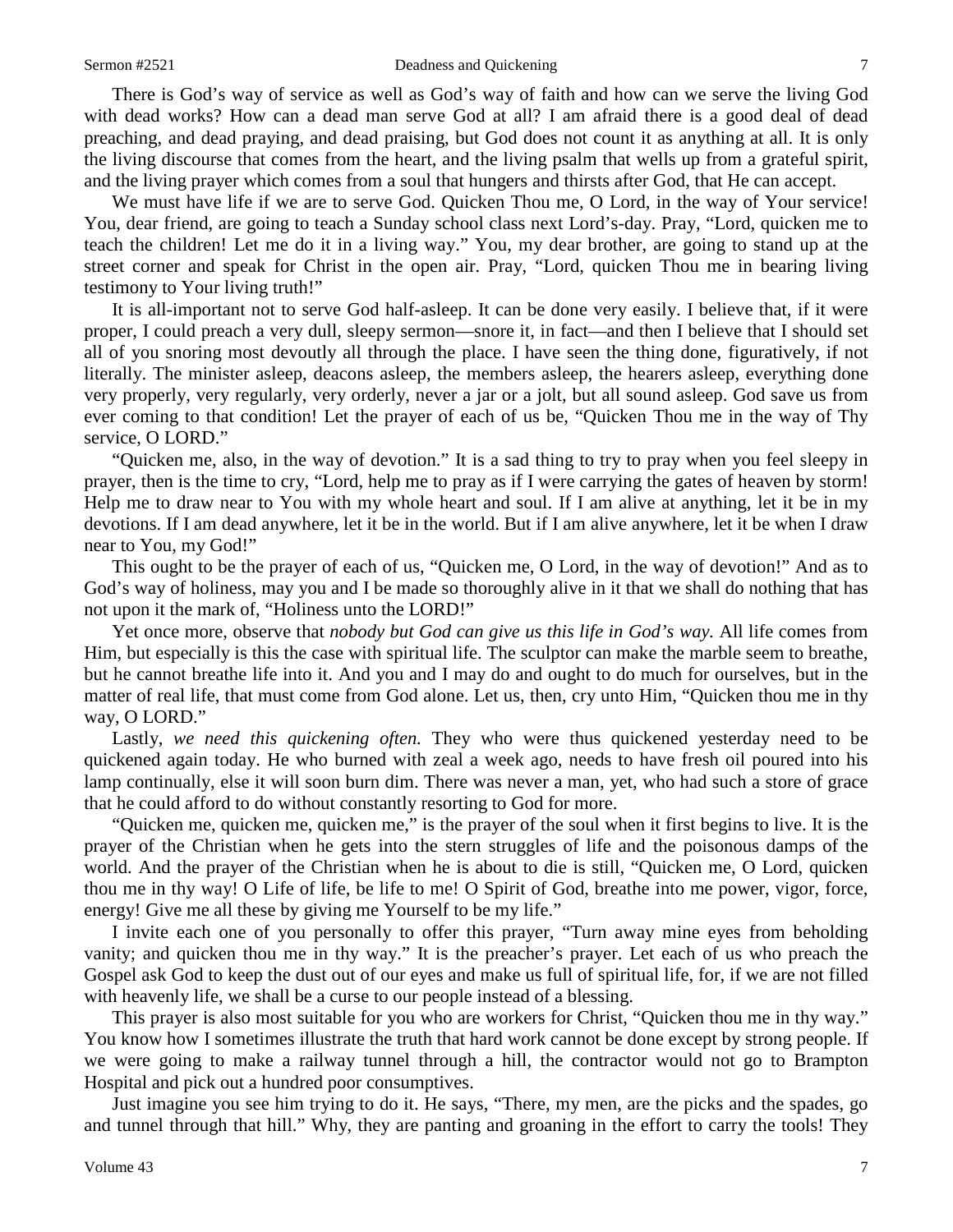There is God's way of service as well as God's way of faith and how can we serve the living God with dead works? How can a dead man serve God at all? I am afraid there is a good deal of dead preaching, and dead praying, and dead praising, but God does not count it as anything at all. It is only the living discourse that comes from the heart, and the living psalm that wells up from a grateful spirit, and the living prayer which comes from a soul that hungers and thirsts after God, that He can accept.

We must have life if we are to serve God. Quicken Thou me, O Lord, in the way of Your service! You, dear friend, are going to teach a Sunday school class next Lord's-day. Pray, "Lord, quicken me to teach the children! Let me do it in a living way." You, my dear brother, are going to stand up at the street corner and speak for Christ in the open air. Pray, "Lord, quicken Thou me in bearing living testimony to Your living truth!"

It is all-important not to serve God half-asleep. It can be done very easily. I believe that, if it were proper, I could preach a very dull, sleepy sermon—snore it, in fact—and then I believe that I should set all of you snoring most devoutly all through the place. I have seen the thing done, figuratively, if not literally. The minister asleep, deacons asleep, the members asleep, the hearers asleep, everything done very properly, very regularly, very orderly, never a jar or a jolt, but all sound asleep. God save us from ever coming to that condition! Let the prayer of each of us be, "Quicken Thou me in the way of Thy service, O LORD."

"Quicken me, also, in the way of devotion." It is a sad thing to try to pray when you feel sleepy in prayer, then is the time to cry, "Lord, help me to pray as if I were carrying the gates of heaven by storm! Help me to draw near to You with my whole heart and soul. If I am alive at anything, let it be in my devotions. If I am dead anywhere, let it be in the world. But if I am alive anywhere, let it be when I draw near to You, my God!"

This ought to be the prayer of each of us, "Quicken me, O Lord, in the way of devotion!" And as to God's way of holiness, may you and I be made so thoroughly alive in it that we shall do nothing that has not upon it the mark of, "Holiness unto the LORD!"

Yet once more, observe that *nobody but God can give us this life in God's way.* All life comes from Him, but especially is this the case with spiritual life. The sculptor can make the marble seem to breathe, but he cannot breathe life into it. And you and I may do and ought to do much for ourselves, but in the matter of real life, that must come from God alone. Let us, then, cry unto Him, "Quicken thou me in thy way, O LORD."

Lastly, *we need this quickening often.* They who were thus quickened yesterday need to be quickened again today. He who burned with zeal a week ago, needs to have fresh oil poured into his lamp continually, else it will soon burn dim. There was never a man, yet, who had such a store of grace that he could afford to do without constantly resorting to God for more.

"Quicken me, quicken me, quicken me," is the prayer of the soul when it first begins to live. It is the prayer of the Christian when he gets into the stern struggles of life and the poisonous damps of the world. And the prayer of the Christian when he is about to die is still, "Quicken me, O Lord, quicken thou me in thy way! O Life of life, be life to me! O Spirit of God, breathe into me power, vigor, force, energy! Give me all these by giving me Yourself to be my life."

I invite each one of you personally to offer this prayer, "Turn away mine eyes from beholding vanity; and quicken thou me in thy way." It is the preacher's prayer. Let each of us who preach the Gospel ask God to keep the dust out of our eyes and make us full of spiritual life, for, if we are not filled with heavenly life, we shall be a curse to our people instead of a blessing.

This prayer is also most suitable for you who are workers for Christ, "Quicken thou me in thy way." You know how I sometimes illustrate the truth that hard work cannot be done except by strong people. If we were going to make a railway tunnel through a hill, the contractor would not go to Brampton Hospital and pick out a hundred poor consumptives.

Just imagine you see him trying to do it. He says, "There, my men, are the picks and the spades, go and tunnel through that hill." Why, they are panting and groaning in the effort to carry the tools! They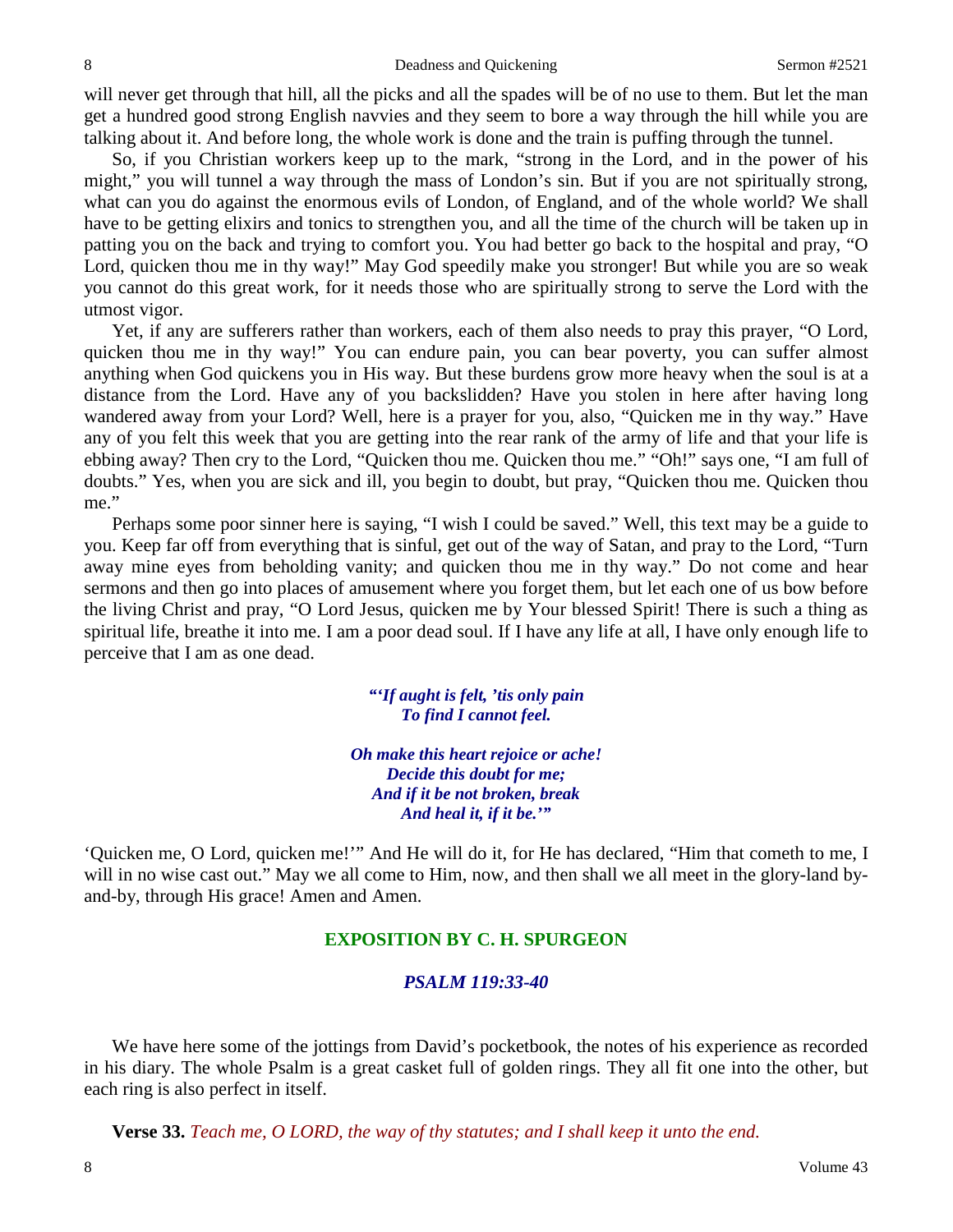will never get through that hill, all the picks and all the spades will be of no use to them. But let the man get a hundred good strong English navvies and they seem to bore a way through the hill while you are talking about it. And before long, the whole work is done and the train is puffing through the tunnel.

So, if you Christian workers keep up to the mark, "strong in the Lord, and in the power of his might," you will tunnel a way through the mass of London's sin. But if you are not spiritually strong, what can you do against the enormous evils of London, of England, and of the whole world? We shall have to be getting elixirs and tonics to strengthen you, and all the time of the church will be taken up in patting you on the back and trying to comfort you. You had better go back to the hospital and pray, "O Lord, quicken thou me in thy way!" May God speedily make you stronger! But while you are so weak you cannot do this great work, for it needs those who are spiritually strong to serve the Lord with the utmost vigor.

Yet, if any are sufferers rather than workers, each of them also needs to pray this prayer, "O Lord, quicken thou me in thy way!" You can endure pain, you can bear poverty, you can suffer almost anything when God quickens you in His way. But these burdens grow more heavy when the soul is at a distance from the Lord. Have any of you backslidden? Have you stolen in here after having long wandered away from your Lord? Well, here is a prayer for you, also, "Quicken me in thy way." Have any of you felt this week that you are getting into the rear rank of the army of life and that your life is ebbing away? Then cry to the Lord, "Quicken thou me. Quicken thou me." "Oh!" says one, "I am full of doubts." Yes, when you are sick and ill, you begin to doubt, but pray, "Quicken thou me. Quicken thou me."

Perhaps some poor sinner here is saying, "I wish I could be saved." Well, this text may be a guide to you. Keep far off from everything that is sinful, get out of the way of Satan, and pray to the Lord, "Turn away mine eyes from beholding vanity; and quicken thou me in thy way." Do not come and hear sermons and then go into places of amusement where you forget them, but let each one of us bow before the living Christ and pray, "O Lord Jesus, quicken me by Your blessed Spirit! There is such a thing as spiritual life, breathe it into me. I am a poor dead soul. If I have any life at all, I have only enough life to perceive that I am as one dead.

*"'If aught is felt, 'tis only pain*
*To find I cannot feel.*

*Oh make this heart rejoice or ache!*
*Decide this doubt for me;*
*And if it be not broken, break*
*And heal it, if it be.'"*

'Quicken me, O Lord, quicken me!'" And He will do it, for He has declared, "Him that cometh to me, I will in no wise cast out." May we all come to Him, now, and then shall we all meet in the glory-land by-and-by, through His grace! Amen and Amen.

## EXPOSITION BY C. H. SPURGEON

### *PSALM 119:33-40*

We have here some of the jottings from David's pocketbook, the notes of his experience as recorded in his diary. The whole Psalm is a great casket full of golden rings. They all fit one into the other, but each ring is also perfect in itself.

**Verse 33.** *Teach me, O LORD, the way of thy statutes; and I shall keep it unto the end.*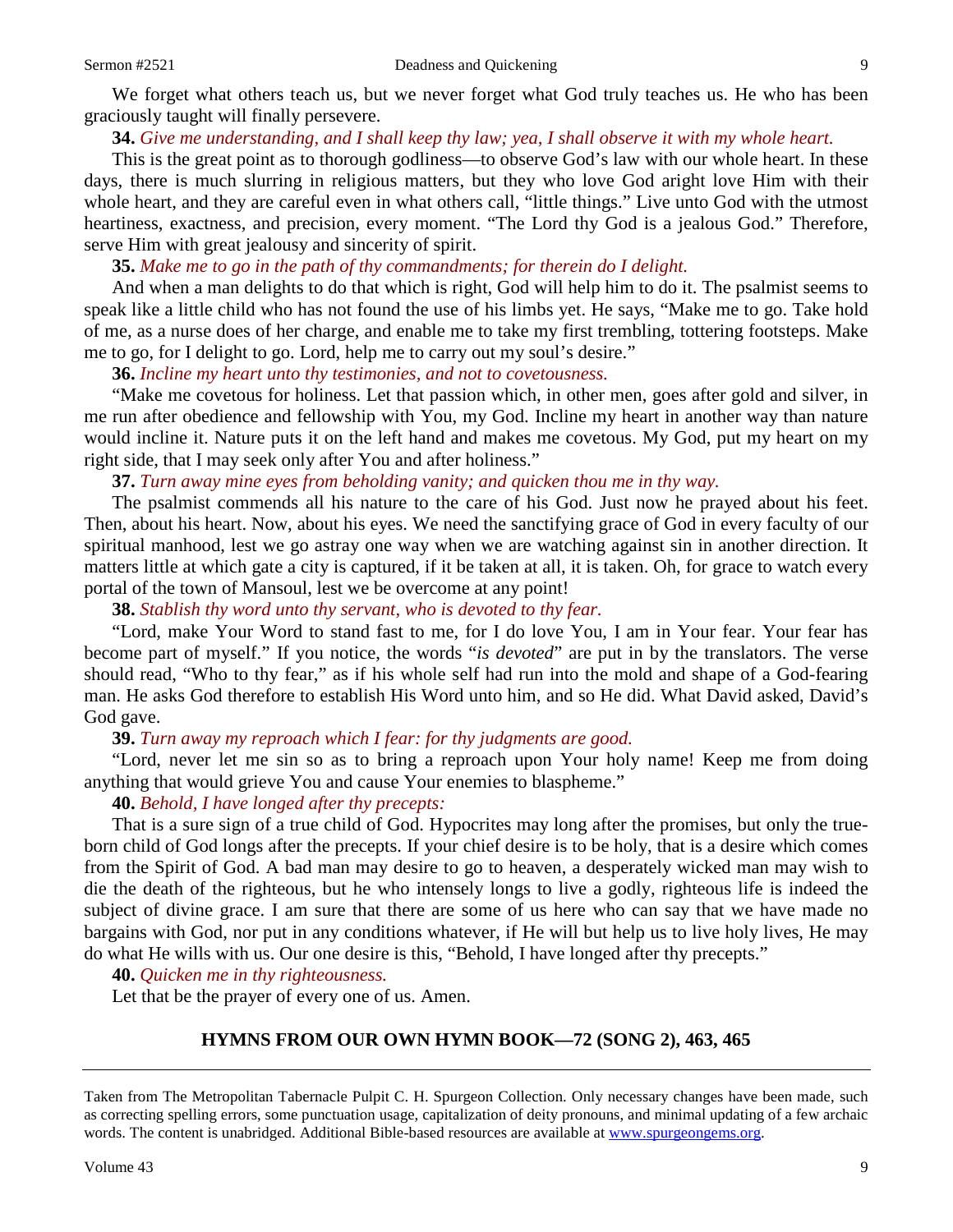We forget what others teach us, but we never forget what God truly teaches us. He who has been graciously taught will finally persevere.

**34.** *Give me understanding, and I shall keep thy law; yea, I shall observe it with my whole heart.*

This is the great point as to thorough godliness—to observe God's law with our whole heart. In these days, there is much slurring in religious matters, but they who love God aright love Him with their whole heart, and they are careful even in what others call, "little things." Live unto God with the utmost heartiness, exactness, and precision, every moment. "The Lord thy God is a jealous God." Therefore, serve Him with great jealousy and sincerity of spirit.

**35.** *Make me to go in the path of thy commandments; for therein do I delight.*

And when a man delights to do that which is right, God will help him to do it. The psalmist seems to speak like a little child who has not found the use of his limbs yet. He says, "Make me to go. Take hold of me, as a nurse does of her charge, and enable me to take my first trembling, tottering footsteps. Make me to go, for I delight to go. Lord, help me to carry out my soul's desire."

**36.** *Incline my heart unto thy testimonies, and not to covetousness.*

"Make me covetous for holiness. Let that passion which, in other men, goes after gold and silver, in me run after obedience and fellowship with You, my God. Incline my heart in another way than nature would incline it. Nature puts it on the left hand and makes me covetous. My God, put my heart on my right side, that I may seek only after You and after holiness."

**37.** *Turn away mine eyes from beholding vanity; and quicken thou me in thy way.*

The psalmist commends all his nature to the care of his God. Just now he prayed about his feet. Then, about his heart. Now, about his eyes. We need the sanctifying grace of God in every faculty of our spiritual manhood, lest we go astray one way when we are watching against sin in another direction. It matters little at which gate a city is captured, if it be taken at all, it is taken. Oh, for grace to watch every portal of the town of Mansoul, lest we be overcome at any point!

**38.** *Stablish thy word unto thy servant, who is devoted to thy fear.*

"Lord, make Your Word to stand fast to me, for I do love You, I am in Your fear. Your fear has become part of myself." If you notice, the words "*is devoted*" are put in by the translators. The verse should read, "Who to thy fear," as if his whole self had run into the mold and shape of a God-fearing man. He asks God therefore to establish His Word unto him, and so He did. What David asked, David's God gave.

**39.** *Turn away my reproach which I fear: for thy judgments are good.*

"Lord, never let me sin so as to bring a reproach upon Your holy name! Keep me from doing anything that would grieve You and cause Your enemies to blaspheme."

**40.** *Behold, I have longed after thy precepts:*

That is a sure sign of a true child of God. Hypocrites may long after the promises, but only the true-born child of God longs after the precepts. If your chief desire is to be holy, that is a desire which comes from the Spirit of God. A bad man may desire to go to heaven, a desperately wicked man may wish to die the death of the righteous, but he who intensely longs to live a godly, righteous life is indeed the subject of divine grace. I am sure that there are some of us here who can say that we have made no bargains with God, nor put in any conditions whatever, if He will but help us to live holy lives, He may do what He wills with us. Our one desire is this, "Behold, I have longed after thy precepts."

**40.** *Quicken me in thy righteousness.*

Let that be the prayer of every one of us. Amen.

## HYMNS FROM OUR OWN HYMN BOOK—72 (SONG 2), 463, 465

---

Taken from The Metropolitan Tabernacle Pulpit C. H. Spurgeon Collection. Only necessary changes have been made, such as correcting spelling errors, some punctuation usage, capitalization of deity pronouns, and minimal updating of a few archaic words. The content is unabridged. Additional Bible-based resources are available at www.spurgeongems.org.